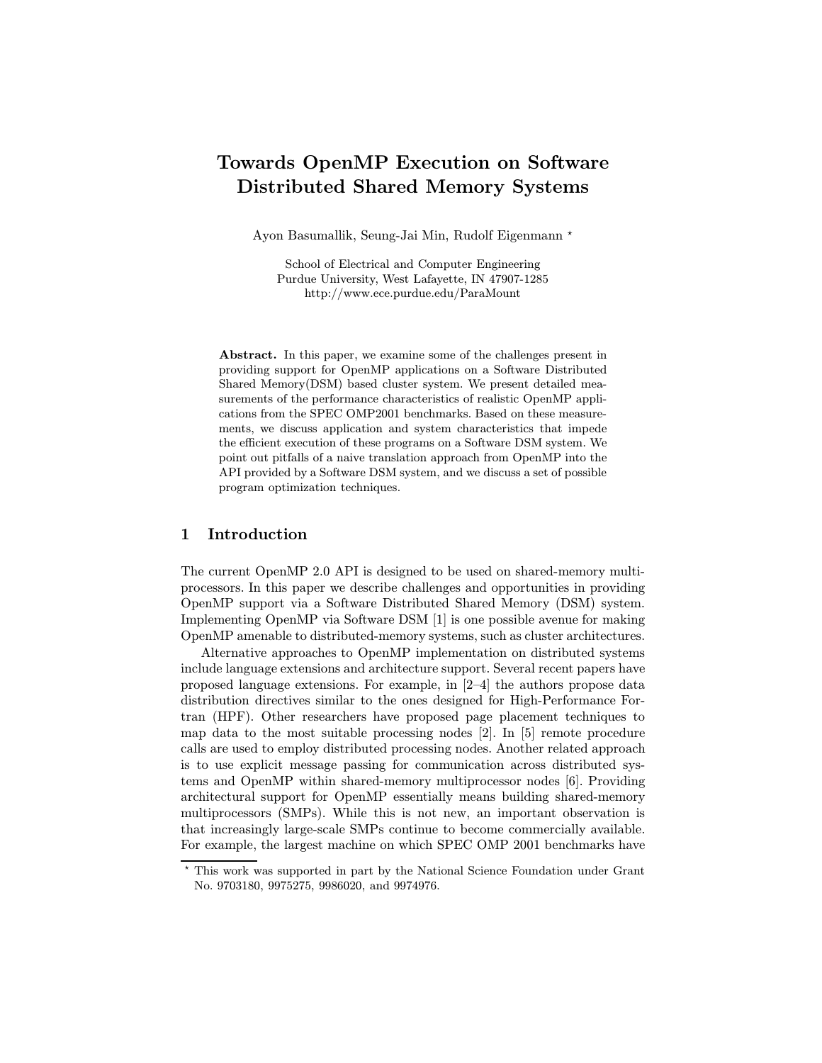# Towards OpenMP Execution on Software Distributed Shared Memory Systems

Ayon Basumallik, Seung-Jai Min, Rudolf Eigenmann *

School of Electrical and Computer Engineering
Purdue University, West Lafayette, IN 47907-1285
http://www.ece.purdue.edu/ParaMount

**Abstract.** In this paper, we examine some of the challenges present in providing support for OpenMP applications on a Software Distributed Shared Memory(DSM) based cluster system. We present detailed measurements of the performance characteristics of realistic OpenMP applications from the SPEC OMP2001 benchmarks. Based on these measurements, we discuss application and system characteristics that impede the efficient execution of these programs on a Software DSM system. We point out pitfalls of a naive translation approach from OpenMP into the API provided by a Software DSM system, and we discuss a set of possible program optimization techniques.

## 1 Introduction

The current OpenMP 2.0 API is designed to be used on shared-memory multiprocessors. In this paper we describe challenges and opportunities in providing OpenMP support via a Software Distributed Shared Memory (DSM) system. Implementing OpenMP via Software DSM [1] is one possible avenue for making OpenMP amenable to distributed-memory systems, such as cluster architectures.

Alternative approaches to OpenMP implementation on distributed systems include language extensions and architecture support. Several recent papers have proposed language extensions. For example, in [2–4] the authors propose data distribution directives similar to the ones designed for High-Performance Fortran (HPF). Other researchers have proposed page placement techniques to map data to the most suitable processing nodes [2]. In [5] remote procedure calls are used to employ distributed processing nodes. Another related approach is to use explicit message passing for communication across distributed systems and OpenMP within shared-memory multiprocessor nodes [6]. Providing architectural support for OpenMP essentially means building shared-memory multiprocessors (SMPs). While this is not new, an important observation is that increasingly large-scale SMPs continue to become commercially available. For example, the largest machine on which SPEC OMP 2001 benchmarks have

* This work was supported in part by the National Science Foundation under Grant No. 9703180, 9975275, 9986020, and 9974976.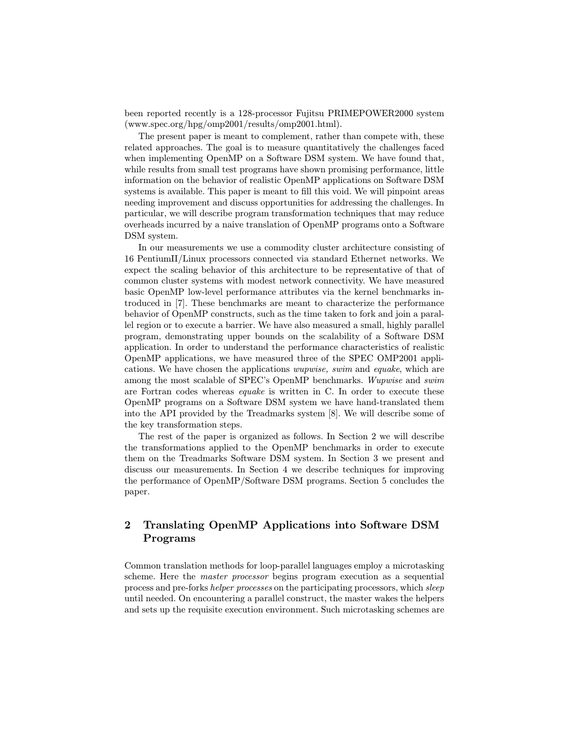been reported recently is a 128-processor Fujitsu PRIMEPOWER2000 system (www.spec.org/hpg/omp2001/results/omp2001.html).

The present paper is meant to complement, rather than compete with, these related approaches. The goal is to measure quantitatively the challenges faced when implementing OpenMP on a Software DSM system. We have found that, while results from small test programs have shown promising performance, little information on the behavior of realistic OpenMP applications on Software DSM systems is available. This paper is meant to fill this void. We will pinpoint areas needing improvement and discuss opportunities for addressing the challenges. In particular, we will describe program transformation techniques that may reduce overheads incurred by a naive translation of OpenMP programs onto a Software DSM system.

In our measurements we use a commodity cluster architecture consisting of 16 PentiumII/Linux processors connected via standard Ethernet networks. We expect the scaling behavior of this architecture to be representative of that of common cluster systems with modest network connectivity. We have measured basic OpenMP low-level performance attributes via the kernel benchmarks introduced in [7]. These benchmarks are meant to characterize the performance behavior of OpenMP constructs, such as the time taken to fork and join a parallel region or to execute a barrier. We have also measured a small, highly parallel program, demonstrating upper bounds on the scalability of a Software DSM application. In order to understand the performance characteristics of realistic OpenMP applications, we have measured three of the SPEC OMP2001 applications. We have chosen the applications *wupwise, swim* and *equake*, which are among the most scalable of SPEC's OpenMP benchmarks. *Wupwise* and *swim* are Fortran codes whereas *equake* is written in C. In order to execute these OpenMP programs on a Software DSM system we have hand-translated them into the API provided by the Treadmarks system [8]. We will describe some of the key transformation steps.

The rest of the paper is organized as follows. In Section 2 we will describe the transformations applied to the OpenMP benchmarks in order to execute them on the Treadmarks Software DSM system. In Section 3 we present and discuss our measurements. In Section 4 we describe techniques for improving the performance of OpenMP/Software DSM programs. Section 5 concludes the paper.

## 2 Translating OpenMP Applications into Software DSM Programs

Common translation methods for loop-parallel languages employ a microtasking scheme. Here the *master processor* begins program execution as a sequential process and pre-forks *helper processes* on the participating processors, which *sleep* until needed. On encountering a parallel construct, the master wakes the helpers and sets up the requisite execution environment. Such microtasking schemes are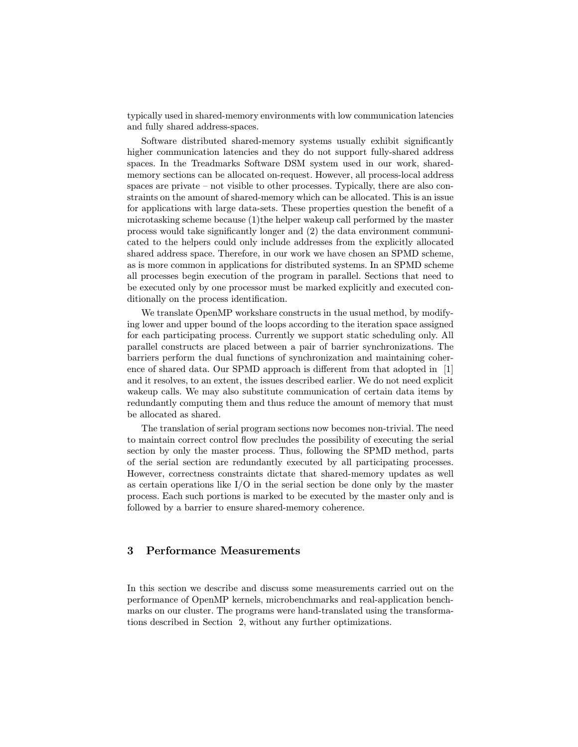typically used in shared-memory environments with low communication latencies and fully shared address-spaces.

Software distributed shared-memory systems usually exhibit significantly higher communication latencies and they do not support fully-shared address spaces. In the Treadmarks Software DSM system used in our work, shared-memory sections can be allocated on-request. However, all process-local address spaces are private – not visible to other processes. Typically, there are also constraints on the amount of shared-memory which can be allocated. This is an issue for applications with large data-sets. These properties question the benefit of a microtasking scheme because (1)the helper wakeup call performed by the master process would take significantly longer and (2) the data environment communicated to the helpers could only include addresses from the explicitly allocated shared address space. Therefore, in our work we have chosen an SPMD scheme, as is more common in applications for distributed systems. In an SPMD scheme all processes begin execution of the program in parallel. Sections that need to be executed only by one processor must be marked explicitly and executed conditionally on the process identification.

We translate OpenMP workshare constructs in the usual method, by modifying lower and upper bound of the loops according to the iteration space assigned for each participating process. Currently we support static scheduling only. All parallel constructs are placed between a pair of barrier synchronizations. The barriers perform the dual functions of synchronization and maintaining coherence of shared data. Our SPMD approach is different from that adopted in [1] and it resolves, to an extent, the issues described earlier. We do not need explicit wakeup calls. We may also substitute communication of certain data items by redundantly computing them and thus reduce the amount of memory that must be allocated as shared.

The translation of serial program sections now becomes non-trivial. The need to maintain correct control flow precludes the possibility of executing the serial section by only the master process. Thus, following the SPMD method, parts of the serial section are redundantly executed by all participating processes. However, correctness constraints dictate that shared-memory updates as well as certain operations like I/O in the serial section be done only by the master process. Each such portions is marked to be executed by the master only and is followed by a barrier to ensure shared-memory coherence.

## 3 Performance Measurements

In this section we describe and discuss some measurements carried out on the performance of OpenMP kernels, microbenchmarks and real-application benchmarks on our cluster. The programs were hand-translated using the transformations described in Section 2, without any further optimizations.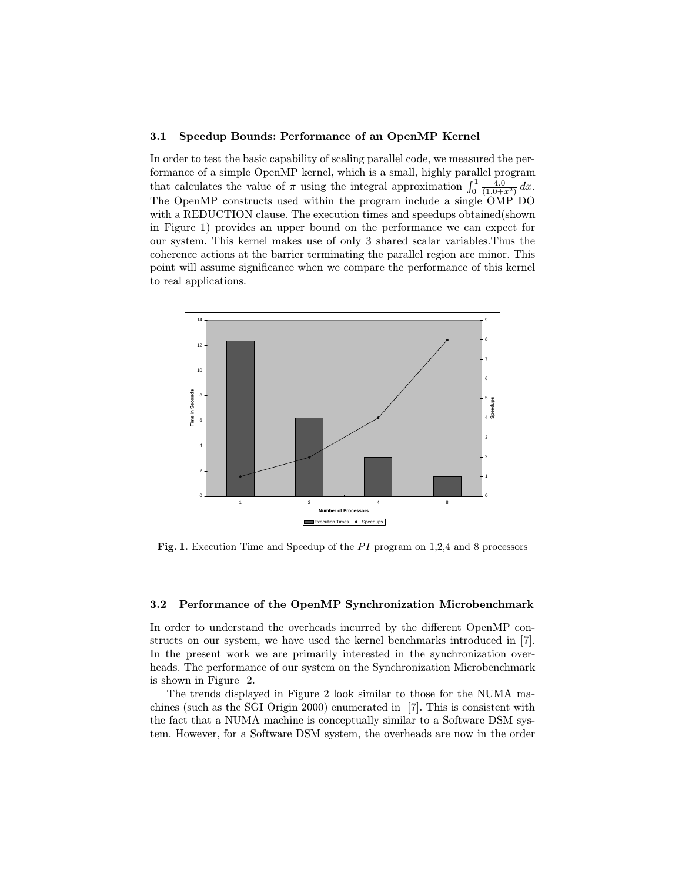### 3.1 Speedup Bounds: Performance of an OpenMP Kernel

In order to test the basic capability of scaling parallel code, we measured the performance of a simple OpenMP kernel, which is a small, highly parallel program that calculates the value of $\pi$ using the integral approximation $\int_0^1 \frac{4.0}{(1.0+x^2)}\,dx$. The OpenMP constructs used within the program include a single OMP DO with a REDUCTION clause. The execution times and speedups obtained(shown in Figure 1) provides an upper bound on the performance we can expect for our system. This kernel makes use of only 3 shared scalar variables.Thus the coherence actions at the barrier terminating the parallel region are minor. This point will assume significance when we compare the performance of this kernel to real applications.

**Fig. 1.** Execution Time and Speedup of the $PI$ program on 1,2,4 and 8 processors

### 3.2 Performance of the OpenMP Synchronization Microbenchmark

In order to understand the overheads incurred by the different OpenMP constructs on our system, we have used the kernel benchmarks introduced in [7]. In the present work we are primarily interested in the synchronization overheads. The performance of our system on the Synchronization Microbenchmark is shown in Figure 2.

The trends displayed in Figure 2 look similar to those for the NUMA machines (such as the SGI Origin 2000) enumerated in [7]. This is consistent with the fact that a NUMA machine is conceptually similar to a Software DSM system. However, for a Software DSM system, the overheads are now in the order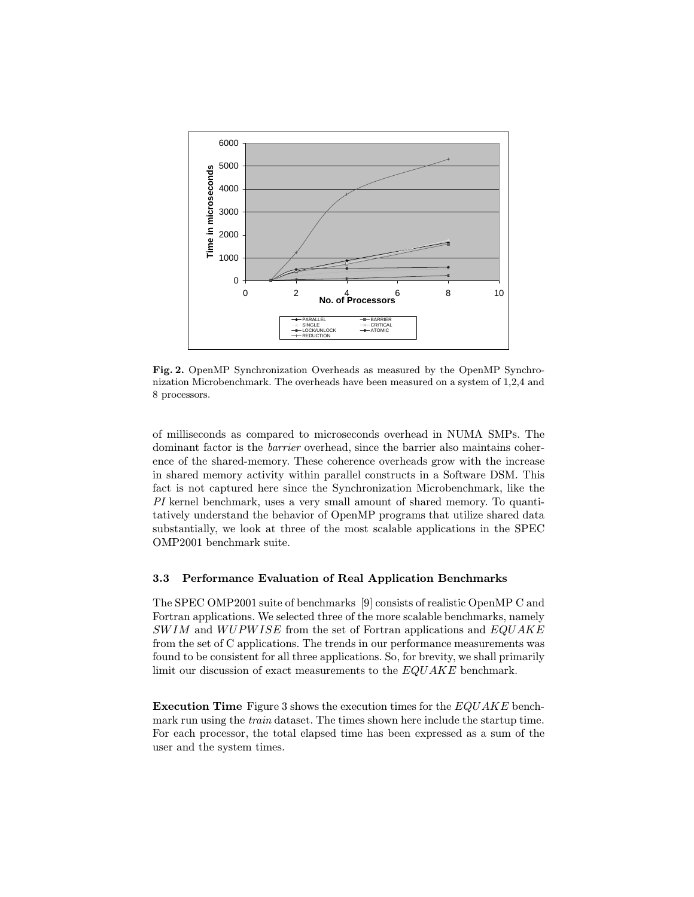**Fig. 2.** OpenMP Synchronization Overheads as measured by the OpenMP Synchronization Microbenchmark. The overheads have been measured on a system of 1,2,4 and 8 processors.

of milliseconds as compared to microseconds overhead in NUMA SMPs. The dominant factor is the *barrier* overhead, since the barrier also maintains coherence of the shared-memory. These coherence overheads grow with the increase in shared memory activity within parallel constructs in a Software DSM. This fact is not captured here since the Synchronization Microbenchmark, like the *PI* kernel benchmark, uses a very small amount of shared memory. To quantitatively understand the behavior of OpenMP programs that utilize shared data substantially, we look at three of the most scalable applications in the SPEC OMP2001 benchmark suite.

### 3.3 Performance Evaluation of Real Application Benchmarks

The SPEC OMP2001 suite of benchmarks [9] consists of realistic OpenMP C and Fortran applications. We selected three of the more scalable benchmarks, namely *SWIM* and *WUPWISE* from the set of Fortran applications and *EQUAKE* from the set of C applications. The trends in our performance measurements was found to be consistent for all three applications. So, for brevity, we shall primarily limit our discussion of exact measurements to the *EQUAKE* benchmark.

**Execution Time** Figure 3 shows the execution times for the *EQUAKE* benchmark run using the *train* dataset. The times shown here include the startup time. For each processor, the total elapsed time has been expressed as a sum of the user and the system times.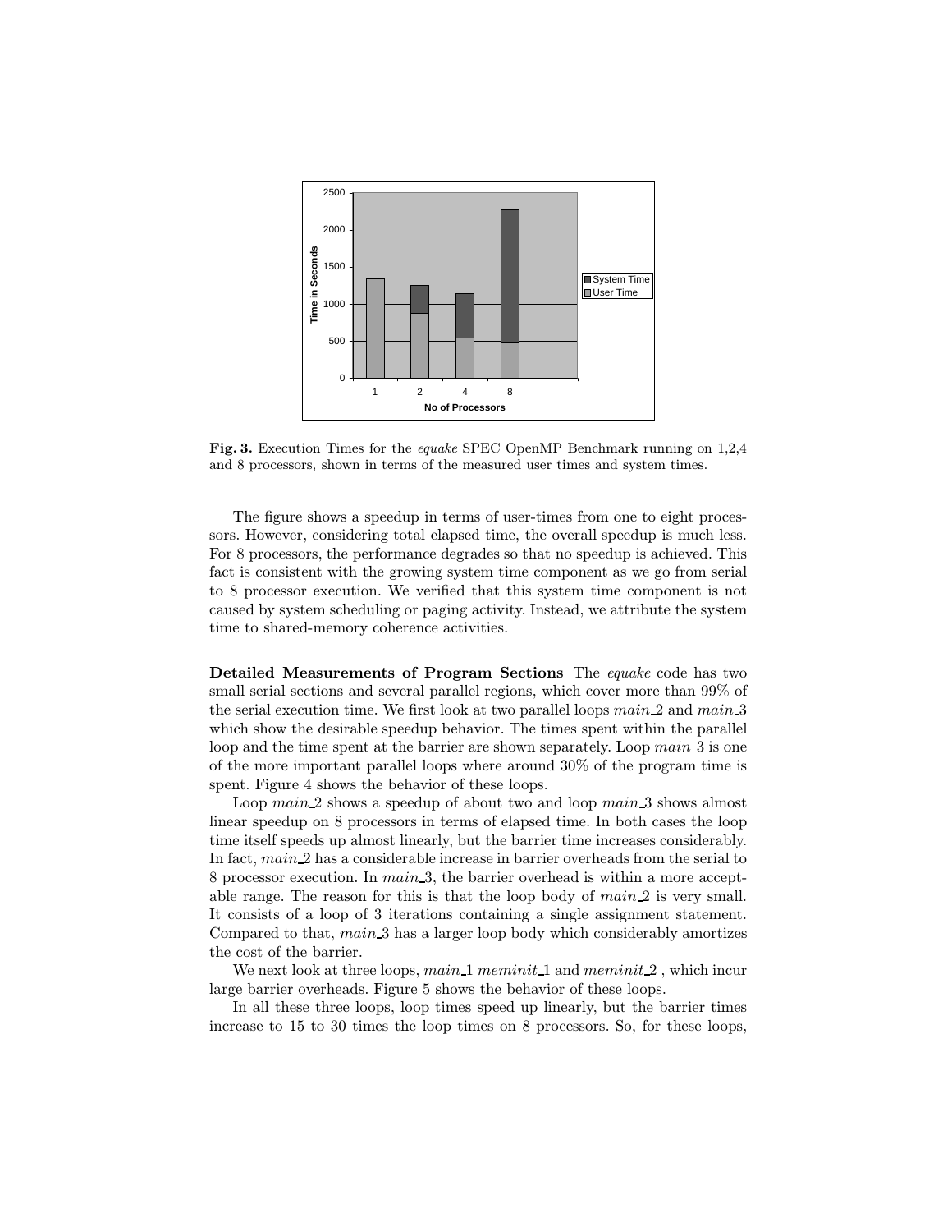**Fig. 3.** Execution Times for the *equake* SPEC OpenMP Benchmark running on 1,2,4 and 8 processors, shown in terms of the measured user times and system times.

The figure shows a speedup in terms of user-times from one to eight processors. However, considering total elapsed time, the overall speedup is much less. For 8 processors, the performance degrades so that no speedup is achieved. This fact is consistent with the growing system time component as we go from serial to 8 processor execution. We verified that this system time component is not caused by system scheduling or paging activity. Instead, we attribute the system time to shared-memory coherence activities.

**Detailed Measurements of Program Sections** The *equake* code has two small serial sections and several parallel regions, which cover more than 99% of the serial execution time. We first look at two parallel loops *main_2* and *main_3* which show the desirable speedup behavior. The times spent within the parallel loop and the time spent at the barrier are shown separately. Loop *main_3* is one of the more important parallel loops where around 30% of the program time is spent. Figure 4 shows the behavior of these loops.

Loop *main_2* shows a speedup of about two and loop *main_3* shows almost linear speedup on 8 processors in terms of elapsed time. In both cases the loop time itself speeds up almost linearly, but the barrier time increases considerably. In fact, *main_2* has a considerable increase in barrier overheads from the serial to 8 processor execution. In *main_3*, the barrier overhead is within a more acceptable range. The reason for this is that the loop body of *main_2* is very small. It consists of a loop of 3 iterations containing a single assignment statement. Compared to that, *main_3* has a larger loop body which considerably amortizes the cost of the barrier.

We next look at three loops, *main_1* *meminit_1* and *meminit_2* , which incur large barrier overheads. Figure 5 shows the behavior of these loops.

In all these three loops, loop times speed up linearly, but the barrier times increase to 15 to 30 times the loop times on 8 processors. So, for these loops,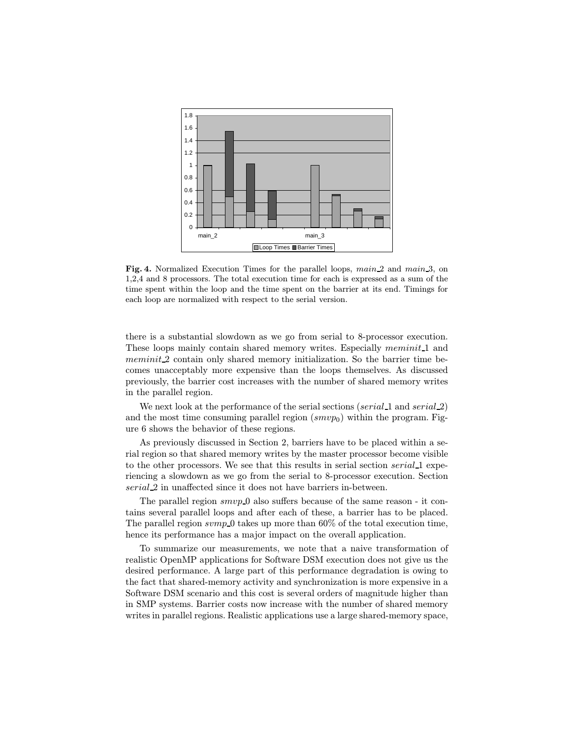**Fig. 4.** Normalized Execution Times for the parallel loops, *main_2* and *main_3*, on 1,2,4 and 8 processors. The total execution time for each is expressed as a sum of the time spent within the loop and the time spent on the barrier at its end. Timings for each loop are normalized with respect to the serial version.

there is a substantial slowdown as we go from serial to 8-processor execution. These loops mainly contain shared memory writes. Especially *meminit_1* and *meminit_2* contain only shared memory initialization. So the barrier time becomes unacceptably more expensive than the loops themselves. As discussed previously, the barrier cost increases with the number of shared memory writes in the parallel region.

We next look at the performance of the serial sections (*serial_1* and *serial_2*) and the most time consuming parallel region ($smvp_0$) within the program. Figure 6 shows the behavior of these regions.

As previously discussed in Section 2, barriers have to be placed within a serial region so that shared memory writes by the master processor become visible to the other processors. We see that this results in serial section *serial_1* experiencing a slowdown as we go from the serial to 8-processor execution. Section *serial_2* in unaffected since it does not have barriers in-between.

The parallel region *smvp_0* also suffers because of the same reason - it contains several parallel loops and after each of these, a barrier has to be placed. The parallel region *svmp_0* takes up more than 60% of the total execution time, hence its performance has a major impact on the overall application.

To summarize our measurements, we note that a naive transformation of realistic OpenMP applications for Software DSM execution does not give us the desired performance. A large part of this performance degradation is owing to the fact that shared-memory activity and synchronization is more expensive in a Software DSM scenario and this cost is several orders of magnitude higher than in SMP systems. Barrier costs now increase with the number of shared memory writes in parallel regions. Realistic applications use a large shared-memory space,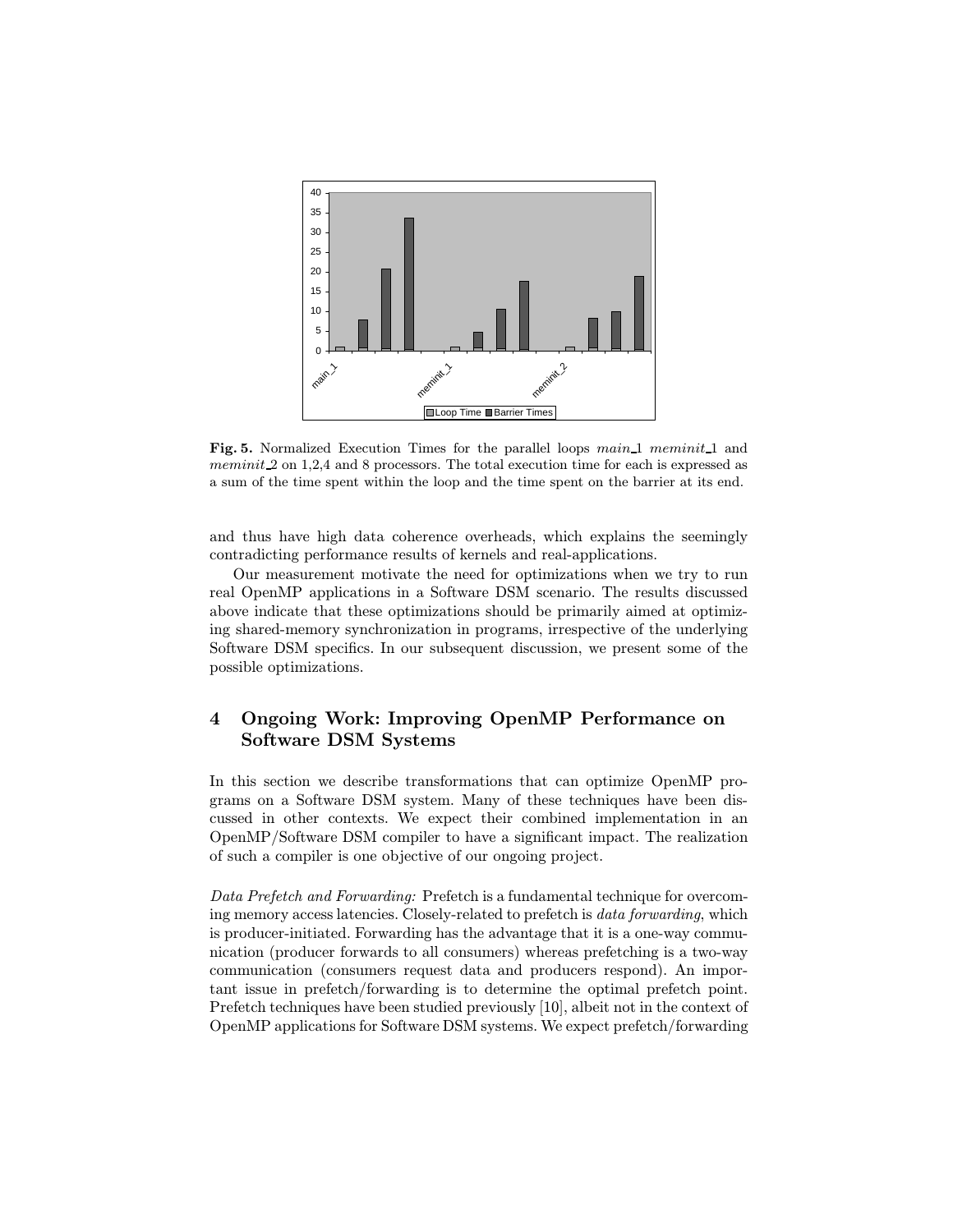**Fig. 5.** Normalized Execution Times for the parallel loops *main_1* *meminit_1* and *meminit_2* on 1,2,4 and 8 processors. The total execution time for each is expressed as a sum of the time spent within the loop and the time spent on the barrier at its end.

and thus have high data coherence overheads, which explains the seemingly contradicting performance results of kernels and real-applications.

Our measurement motivate the need for optimizations when we try to run real OpenMP applications in a Software DSM scenario. The results discussed above indicate that these optimizations should be primarily aimed at optimizing shared-memory synchronization in programs, irrespective of the underlying Software DSM specifics. In our subsequent discussion, we present some of the possible optimizations.

## 4 Ongoing Work: Improving OpenMP Performance on Software DSM Systems

In this section we describe transformations that can optimize OpenMP programs on a Software DSM system. Many of these techniques have been discussed in other contexts. We expect their combined implementation in an OpenMP/Software DSM compiler to have a significant impact. The realization of such a compiler is one objective of our ongoing project.

*Data Prefetch and Forwarding:* Prefetch is a fundamental technique for overcoming memory access latencies. Closely-related to prefetch is *data forwarding*, which is producer-initiated. Forwarding has the advantage that it is a one-way communication (producer forwards to all consumers) whereas prefetching is a two-way communication (consumers request data and producers respond). An important issue in prefetch/forwarding is to determine the optimal prefetch point. Prefetch techniques have been studied previously [10], albeit not in the context of OpenMP applications for Software DSM systems. We expect prefetch/forwarding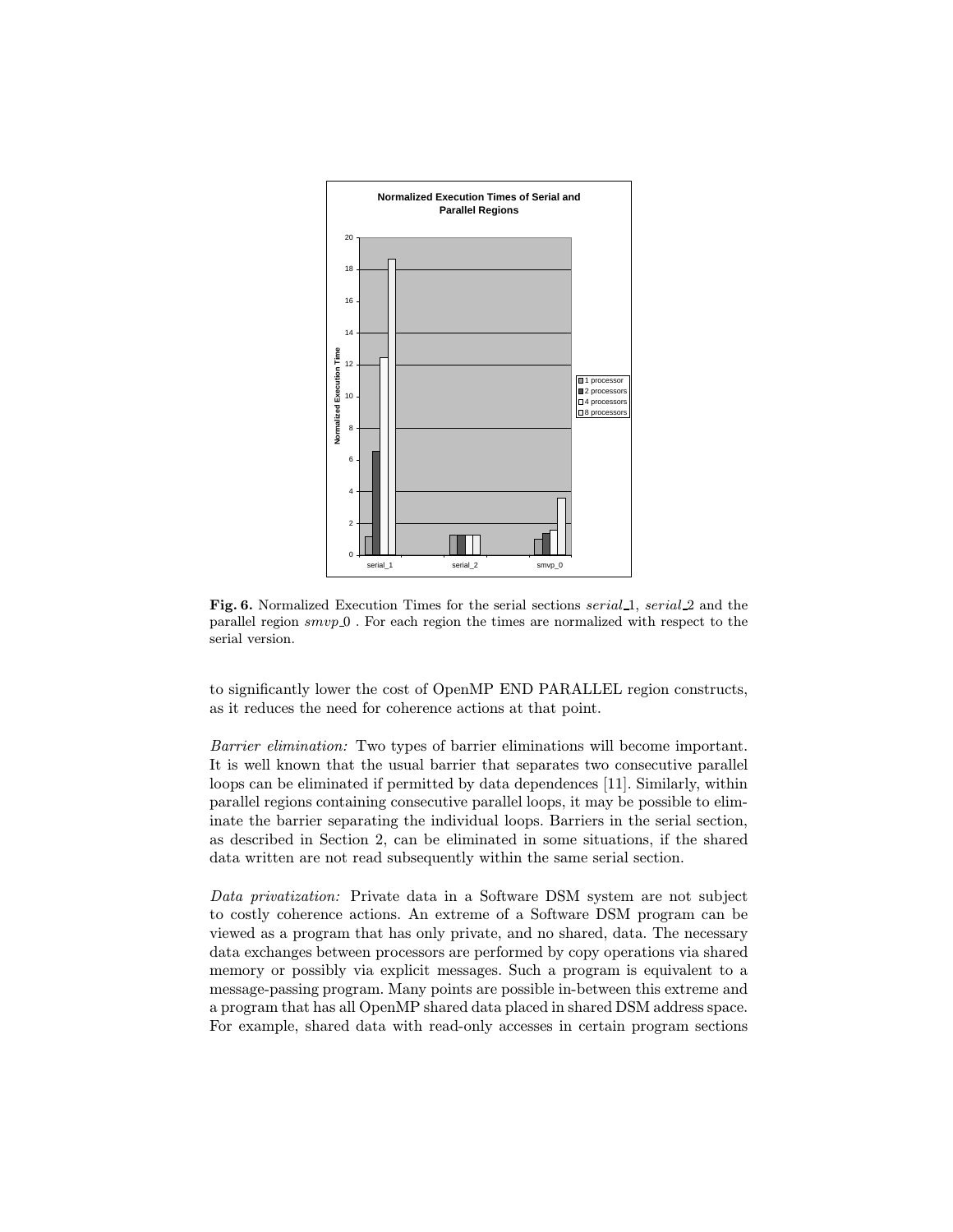**Fig. 6.** Normalized Execution Times for the serial sections *serial_1*, *serial_2* and the parallel region *smvp_0* . For each region the times are normalized with respect to the serial version.

to significantly lower the cost of OpenMP END PARALLEL region constructs, as it reduces the need for coherence actions at that point.

*Barrier elimination:* Two types of barrier eliminations will become important. It is well known that the usual barrier that separates two consecutive parallel loops can be eliminated if permitted by data dependences [11]. Similarly, within parallel regions containing consecutive parallel loops, it may be possible to eliminate the barrier separating the individual loops. Barriers in the serial section, as described in Section 2, can be eliminated in some situations, if the shared data written are not read subsequently within the same serial section.

*Data privatization:* Private data in a Software DSM system are not subject to costly coherence actions. An extreme of a Software DSM program can be viewed as a program that has only private, and no shared, data. The necessary data exchanges between processors are performed by copy operations via shared memory or possibly via explicit messages. Such a program is equivalent to a message-passing program. Many points are possible in-between this extreme and a program that has all OpenMP shared data placed in shared DSM address space. For example, shared data with read-only accesses in certain program sections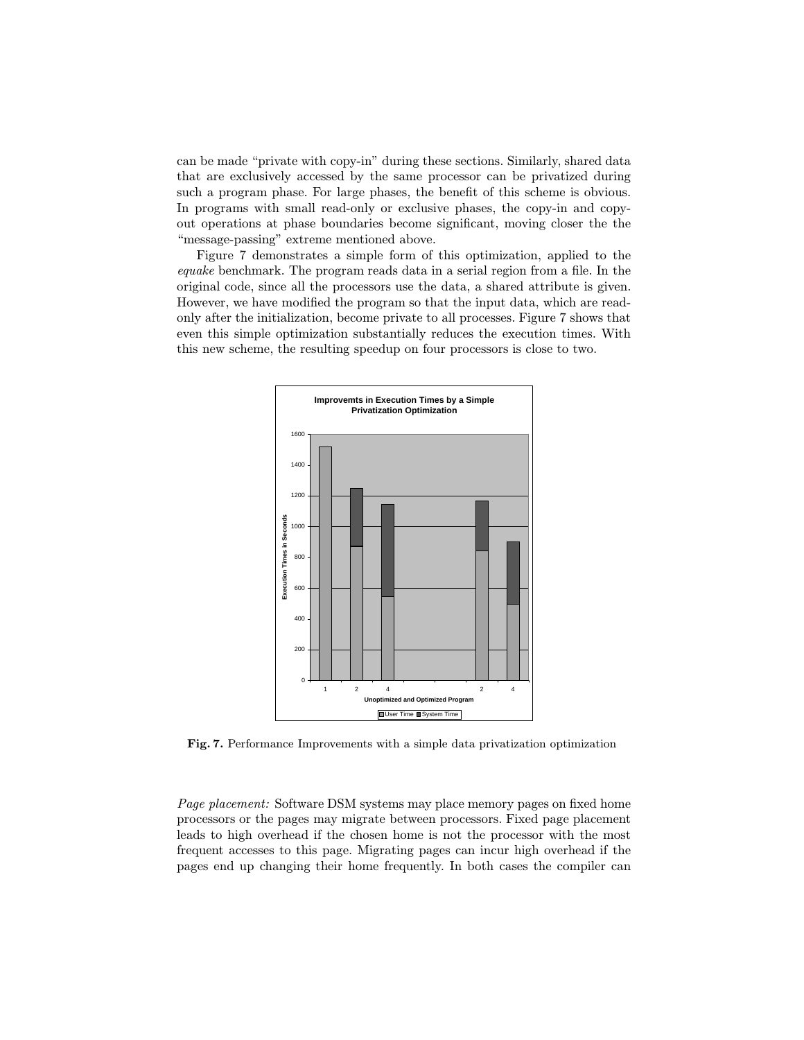can be made "private with copy-in" during these sections. Similarly, shared data that are exclusively accessed by the same processor can be privatized during such a program phase. For large phases, the benefit of this scheme is obvious. In programs with small read-only or exclusive phases, the copy-in and copy-out operations at phase boundaries become significant, moving closer the the "message-passing" extreme mentioned above.

Figure 7 demonstrates a simple form of this optimization, applied to the *equake* benchmark. The program reads data in a serial region from a file. In the original code, since all the processors use the data, a shared attribute is given. However, we have modified the program so that the input data, which are read-only after the initialization, become private to all processes. Figure 7 shows that even this simple optimization substantially reduces the execution times. With this new scheme, the resulting speedup on four processors is close to two.

**Fig. 7.** Performance Improvements with a simple data privatization optimization

*Page placement:* Software DSM systems may place memory pages on fixed home processors or the pages may migrate between processors. Fixed page placement leads to high overhead if the chosen home is not the processor with the most frequent accesses to this page. Migrating pages can incur high overhead if the pages end up changing their home frequently. In both cases the compiler can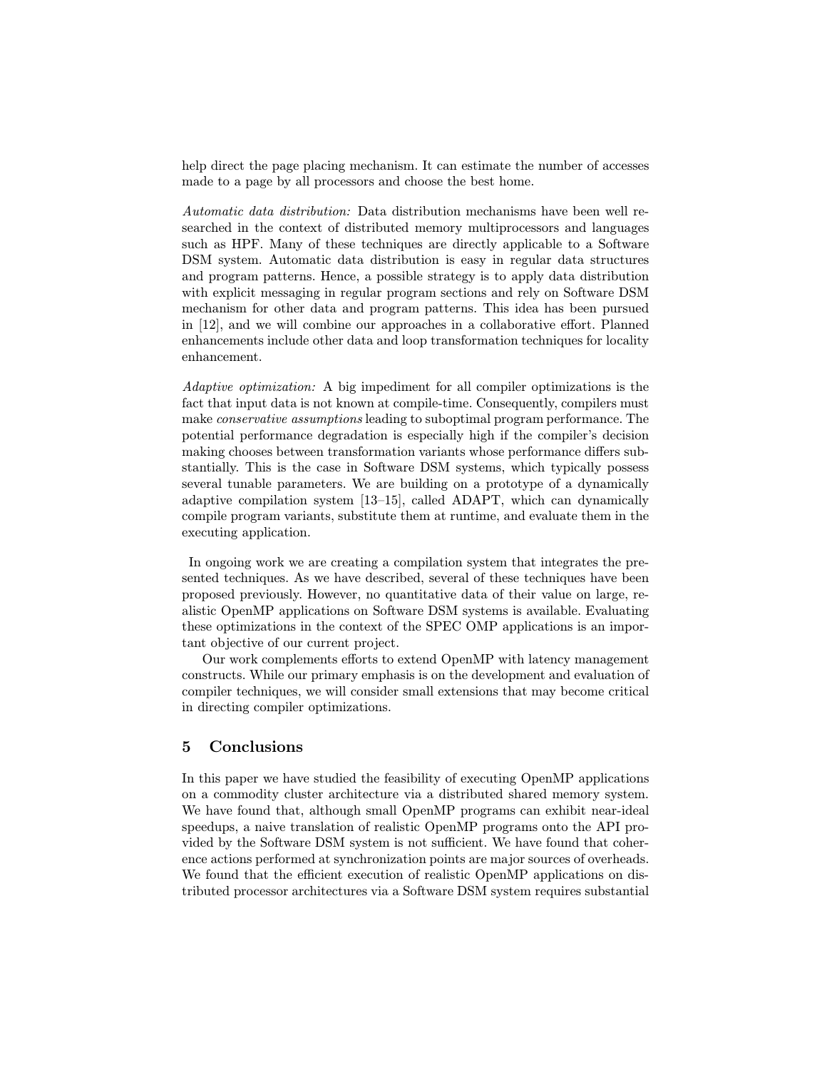help direct the page placing mechanism. It can estimate the number of accesses made to a page by all processors and choose the best home.

*Automatic data distribution:* Data distribution mechanisms have been well researched in the context of distributed memory multiprocessors and languages such as HPF. Many of these techniques are directly applicable to a Software DSM system. Automatic data distribution is easy in regular data structures and program patterns. Hence, a possible strategy is to apply data distribution with explicit messaging in regular program sections and rely on Software DSM mechanism for other data and program patterns. This idea has been pursued in [12], and we will combine our approaches in a collaborative effort. Planned enhancements include other data and loop transformation techniques for locality enhancement.

*Adaptive optimization:* A big impediment for all compiler optimizations is the fact that input data is not known at compile-time. Consequently, compilers must make *conservative assumptions* leading to suboptimal program performance. The potential performance degradation is especially high if the compiler's decision making chooses between transformation variants whose performance differs substantially. This is the case in Software DSM systems, which typically possess several tunable parameters. We are building on a prototype of a dynamically adaptive compilation system [13–15], called ADAPT, which can dynamically compile program variants, substitute them at runtime, and evaluate them in the executing application.

In ongoing work we are creating a compilation system that integrates the presented techniques. As we have described, several of these techniques have been proposed previously. However, no quantitative data of their value on large, realistic OpenMP applications on Software DSM systems is available. Evaluating these optimizations in the context of the SPEC OMP applications is an important objective of our current project.

Our work complements efforts to extend OpenMP with latency management constructs. While our primary emphasis is on the development and evaluation of compiler techniques, we will consider small extensions that may become critical in directing compiler optimizations.

## 5 Conclusions

In this paper we have studied the feasibility of executing OpenMP applications on a commodity cluster architecture via a distributed shared memory system. We have found that, although small OpenMP programs can exhibit near-ideal speedups, a naive translation of realistic OpenMP programs onto the API provided by the Software DSM system is not sufficient. We have found that coherence actions performed at synchronization points are major sources of overheads. We found that the efficient execution of realistic OpenMP applications on distributed processor architectures via a Software DSM system requires substantial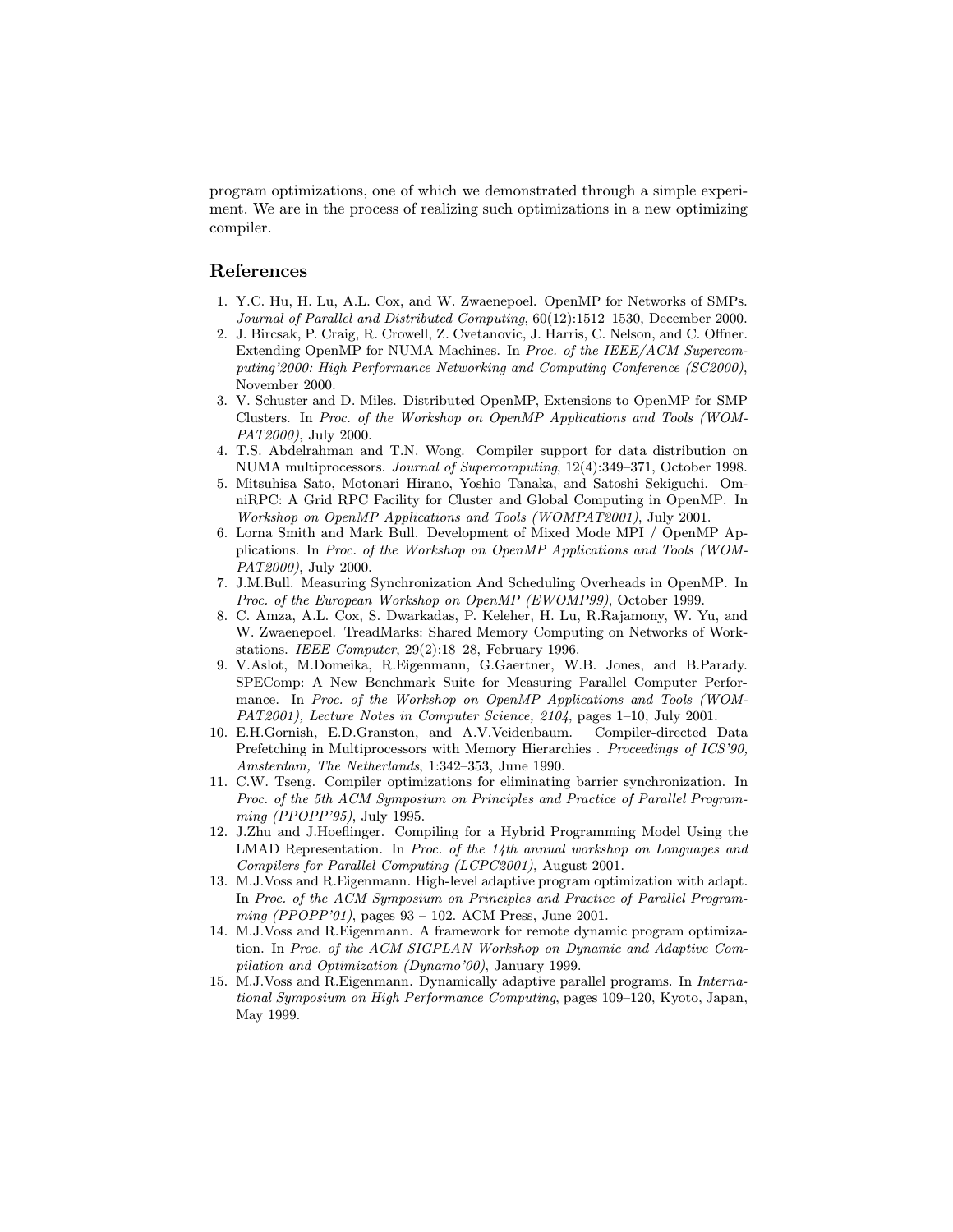program optimizations, one of which we demonstrated through a simple experiment. We are in the process of realizing such optimizations in a new optimizing compiler.

## References

1. Y.C. Hu, H. Lu, A.L. Cox, and W. Zwaenepoel. OpenMP for Networks of SMPs. *Journal of Parallel and Distributed Computing*, 60(12):1512–1530, December 2000.
2. J. Bircsak, P. Craig, R. Crowell, Z. Cvetanovic, J. Harris, C. Nelson, and C. Offner. Extending OpenMP for NUMA Machines. In *Proc. of the IEEE/ACM Supercomputing'2000: High Performance Networking and Computing Conference (SC2000)*, November 2000.
3. V. Schuster and D. Miles. Distributed OpenMP, Extensions to OpenMP for SMP Clusters. In *Proc. of the Workshop on OpenMP Applications and Tools (WOMPAT2000)*, July 2000.
4. T.S. Abdelrahman and T.N. Wong. Compiler support for data distribution on NUMA multiprocessors. *Journal of Supercomputing*, 12(4):349–371, October 1998.
5. Mitsuhisa Sato, Motonari Hirano, Yoshio Tanaka, and Satoshi Sekiguchi. OmniRPC: A Grid RPC Facility for Cluster and Global Computing in OpenMP. In *Workshop on OpenMP Applications and Tools (WOMPAT2001)*, July 2001.
6. Lorna Smith and Mark Bull. Development of Mixed Mode MPI / OpenMP Applications. In *Proc. of the Workshop on OpenMP Applications and Tools (WOMPAT2000)*, July 2000.
7. J.M.Bull. Measuring Synchronization And Scheduling Overheads in OpenMP. In *Proc. of the European Workshop on OpenMP (EWOMP99)*, October 1999.
8. C. Amza, A.L. Cox, S. Dwarkadas, P. Keleher, H. Lu, R.Rajamony, W. Yu, and W. Zwaenepoel. TreadMarks: Shared Memory Computing on Networks of Workstations. *IEEE Computer*, 29(2):18–28, February 1996.
9. V.Aslot, M.Domeika, R.Eigenmann, G.Gaertner, W.B. Jones, and B.Parady. SPEComp: A New Benchmark Suite for Measuring Parallel Computer Performance. In *Proc. of the Workshop on OpenMP Applications and Tools (WOMPAT2001), Lecture Notes in Computer Science, 2104*, pages 1–10, July 2001.
10. E.H.Gornish, E.D.Granston, and A.V.Veidenbaum. Compiler-directed Data Prefetching in Multiprocessors with Memory Hierarchies . *Proceedings of ICS'90, Amsterdam, The Netherlands*, 1:342–353, June 1990.
11. C.W. Tseng. Compiler optimizations for eliminating barrier synchronization. In *Proc. of the 5th ACM Symposium on Principles and Practice of Parallel Programming (PPOPP'95)*, July 1995.
12. J.Zhu and J.Hoeflinger. Compiling for a Hybrid Programming Model Using the LMAD Representation. In *Proc. of the 14th annual workshop on Languages and Compilers for Parallel Computing (LCPC2001)*, August 2001.
13. M.J.Voss and R.Eigenmann. High-level adaptive program optimization with adapt. In *Proc. of the ACM Symposium on Principles and Practice of Parallel Programming (PPOPP'01)*, pages 93 – 102. ACM Press, June 2001.
14. M.J.Voss and R.Eigenmann. A framework for remote dynamic program optimization. In *Proc. of the ACM SIGPLAN Workshop on Dynamic and Adaptive Compilation and Optimization (Dynamo'00)*, January 1999.
15. M.J.Voss and R.Eigenmann. Dynamically adaptive parallel programs. In *International Symposium on High Performance Computing*, pages 109–120, Kyoto, Japan, May 1999.